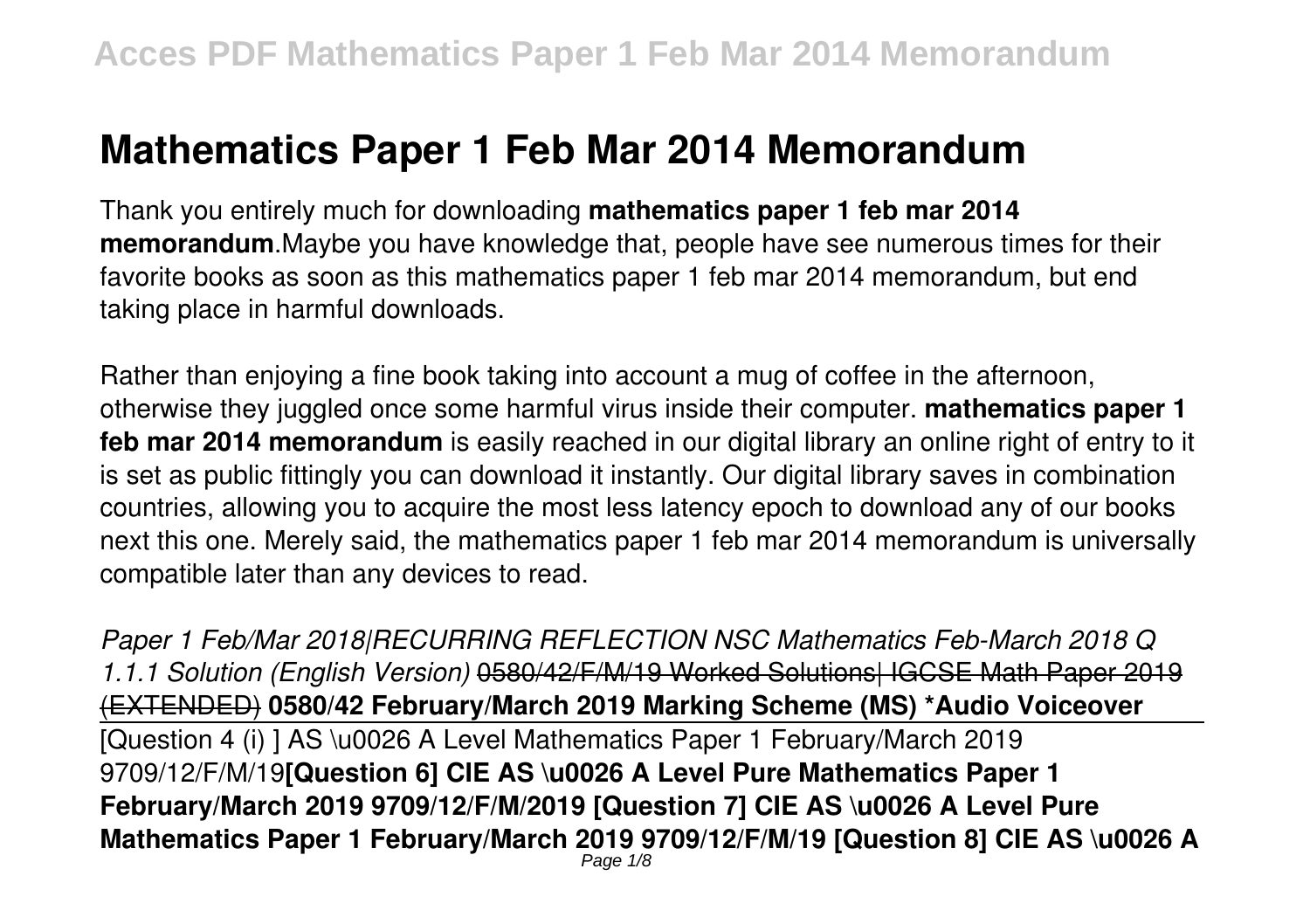# Mathematics Paper 1 Feb Mar 2014 Memorandum

Thank you entirely much for downloading **mathematics paper 1 feb mar 2014 memorandum**.Maybe you have knowledge that, people have see numerous times for their favorite books as soon as this mathematics paper 1 feb mar 2014 memorandum, but end taking place in harmful downloads.

Rather than enjoying a fine book taking into account a mug of coffee in the afternoon, otherwise they juggled once some harmful virus inside their computer. **mathematics paper 1 feb mar 2014 memorandum** is easily reached in our digital library an online right of entry to it is set as public fittingly you can download it instantly. Our digital library saves in combination countries, allowing you to acquire the most less latency epoch to download any of our books next this one. Merely said, the mathematics paper 1 feb mar 2014 memorandum is universally compatible later than any devices to read.

*Paper 1 Feb/Mar 2018|RECURRING REFLECTION NSC Mathematics Feb-March 2018 Q 1.1.1 Solution (English Version)* ~~0580/42/F/M/19 Worked Solutions| IGCSE Math Paper 2019 (EXTENDED)~~ **0580/42 February/March 2019 Marking Scheme (MS) *Audio Voiceover**

[Question 4 (i) ] AS \u0026 A Level Mathematics Paper 1 February/March 2019 9709/12/F/M/19**[Question 6] CIE AS \u0026 A Level Pure Mathematics Paper 1 February/March 2019 9709/12/F/M/2019 [Question 7] CIE AS \u0026 A Level Pure Mathematics Paper 1 February/March 2019 9709/12/F/M/19 [Question 8] CIE AS \u0026 A**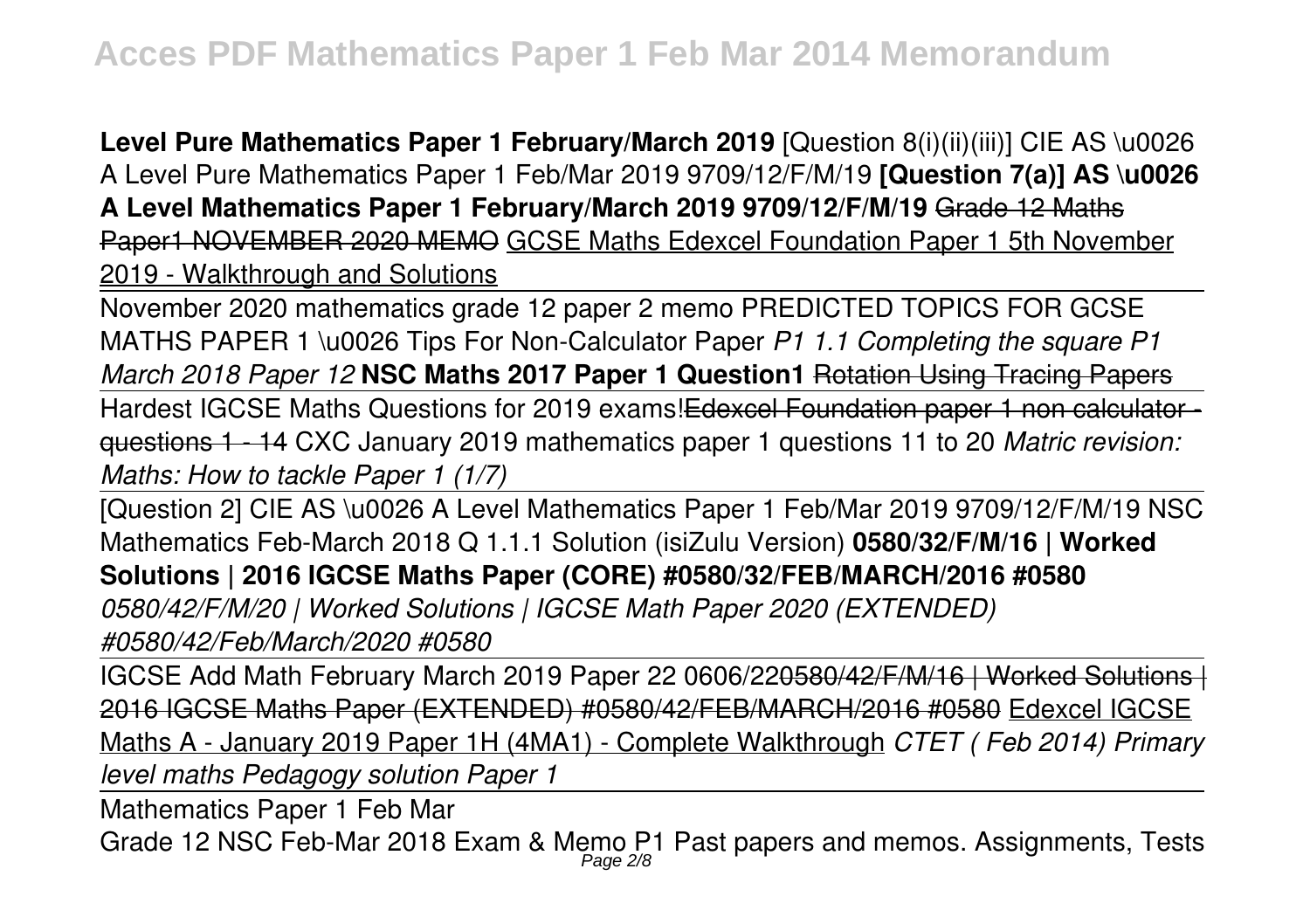**Level Pure Mathematics Paper 1 February/March 2019** [Question 8(i)(ii)(iii)] CIE AS \u0026 A Level Pure Mathematics Paper 1 Feb/Mar 2019 9709/12/F/M/19 **[Question 7(a)] AS \u0026 A Level Mathematics Paper 1 February/March 2019 9709/12/F/M/19** ~~Grade 12 Maths Paper1 NOVEMBER 2020 MEMO~~ GCSE Maths Edexcel Foundation Paper 1 5th November 2019 - Walkthrough and Solutions

November 2020 mathematics grade 12 paper 2 memo PREDICTED TOPICS FOR GCSE MATHS PAPER 1 \u0026 Tips For Non-Calculator Paper *P1 1.1 Completing the square P1 March 2018 Paper 12* **NSC Maths 2017 Paper 1 Question1** ~~Rotation Using Tracing Papers~~

Hardest IGCSE Maths Questions for 2019 exams!~~Edexcel Foundation paper 1 non calculator - questions 1 - 14~~ CXC January 2019 mathematics paper 1 questions 11 to 20 *Matric revision: Maths: How to tackle Paper 1 (1/7)*

[Question 2] CIE AS \u0026 A Level Mathematics Paper 1 Feb/Mar 2019 9709/12/F/M/19 NSC Mathematics Feb-March 2018 Q 1.1.1 Solution (isiZulu Version) **0580/32/F/M/16 | Worked Solutions | 2016 IGCSE Maths Paper (CORE) #0580/32/FEB/MARCH/2016 #0580** *0580/42/F/M/20 | Worked Solutions | IGCSE Math Paper 2020 (EXTENDED) #0580/42/Feb/March/2020 #0580*

IGCSE Add Math February March 2019 Paper 22 0606/22~~0580/42/F/M/16 | Worked Solutions | 2016 IGCSE Maths Paper (EXTENDED) #0580/42/FEB/MARCH/2016 #0580~~ Edexcel IGCSE Maths A - January 2019 Paper 1H (4MA1) - Complete Walkthrough *CTET ( Feb 2014) Primary level maths Pedagogy solution Paper 1*

Mathematics Paper 1 Feb Mar

Grade 12 NSC Feb-Mar 2018 Exam & Memo P1 Past papers and memos. Assignments, Tests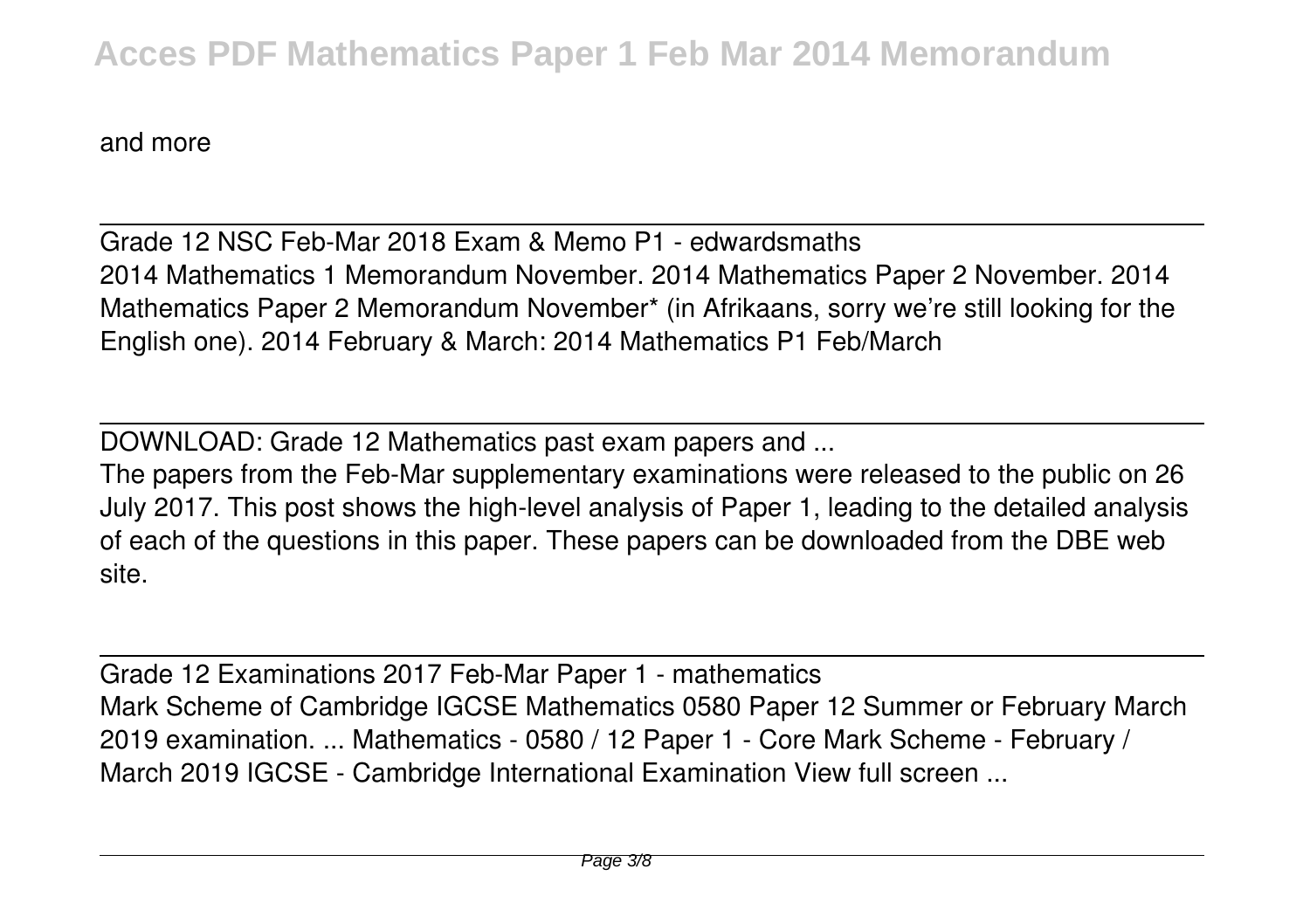and more

## Grade 12 NSC Feb-Mar 2018 Exam & Memo P1 - edwardsmaths

2014 Mathematics 1 Memorandum November. 2014 Mathematics Paper 2 November. 2014 Mathematics Paper 2 Memorandum November* (in Afrikaans, sorry we're still looking for the English one). 2014 February & March: 2014 Mathematics P1 Feb/March

## DOWNLOAD: Grade 12 Mathematics past exam papers and ...

The papers from the Feb-Mar supplementary examinations were released to the public on 26 July 2017. This post shows the high-level analysis of Paper 1, leading to the detailed analysis of each of the questions in this paper. These papers can be downloaded from the DBE web site.

## Grade 12 Examinations 2017 Feb-Mar Paper 1 - mathematics

Mark Scheme of Cambridge IGCSE Mathematics 0580 Paper 12 Summer or February March 2019 examination. ... Mathematics - 0580 / 12 Paper 1 - Core Mark Scheme - February / March 2019 IGCSE - Cambridge International Examination View full screen ...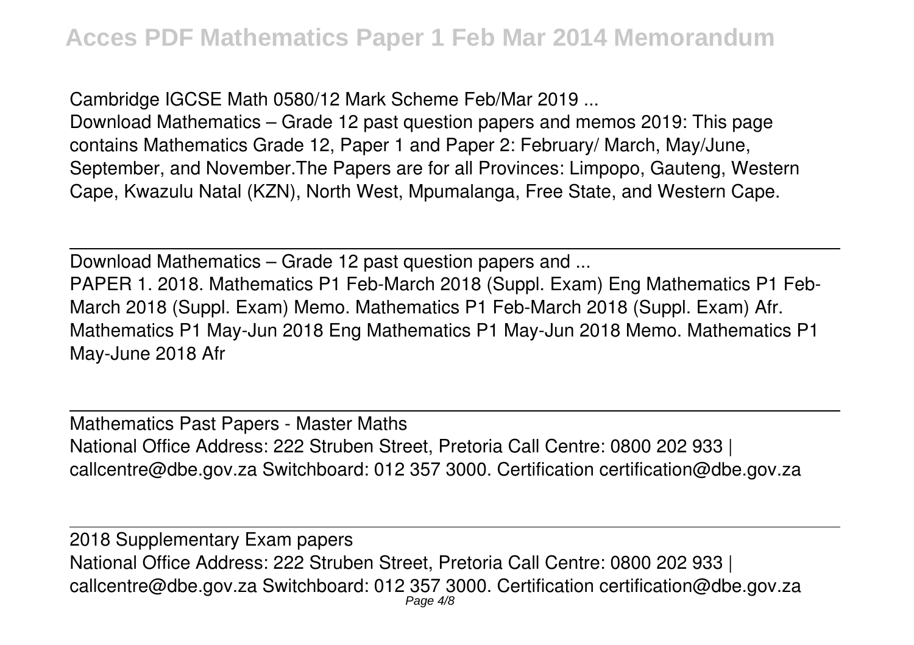Cambridge IGCSE Math 0580/12 Mark Scheme Feb/Mar 2019 ...

Download Mathematics – Grade 12 past question papers and memos 2019: This page contains Mathematics Grade 12, Paper 1 and Paper 2: February/ March, May/June, September, and November.The Papers are for all Provinces: Limpopo, Gauteng, Western Cape, Kwazulu Natal (KZN), North West, Mpumalanga, Free State, and Western Cape.

---

Download Mathematics – Grade 12 past question papers and ...

PAPER 1. 2018. Mathematics P1 Feb-March 2018 (Suppl. Exam) Eng Mathematics P1 Feb-March 2018 (Suppl. Exam) Memo. Mathematics P1 Feb-March 2018 (Suppl. Exam) Afr. Mathematics P1 May-Jun 2018 Eng Mathematics P1 May-Jun 2018 Memo. Mathematics P1 May-June 2018 Afr

---

Mathematics Past Papers - Master Maths

National Office Address: 222 Struben Street, Pretoria Call Centre: 0800 202 933 | callcentre@dbe.gov.za Switchboard: 012 357 3000. Certification certification@dbe.gov.za

---

2018 Supplementary Exam papers

National Office Address: 222 Struben Street, Pretoria Call Centre: 0800 202 933 | callcentre@dbe.gov.za Switchboard: 012 357 3000. Certification certification@dbe.gov.za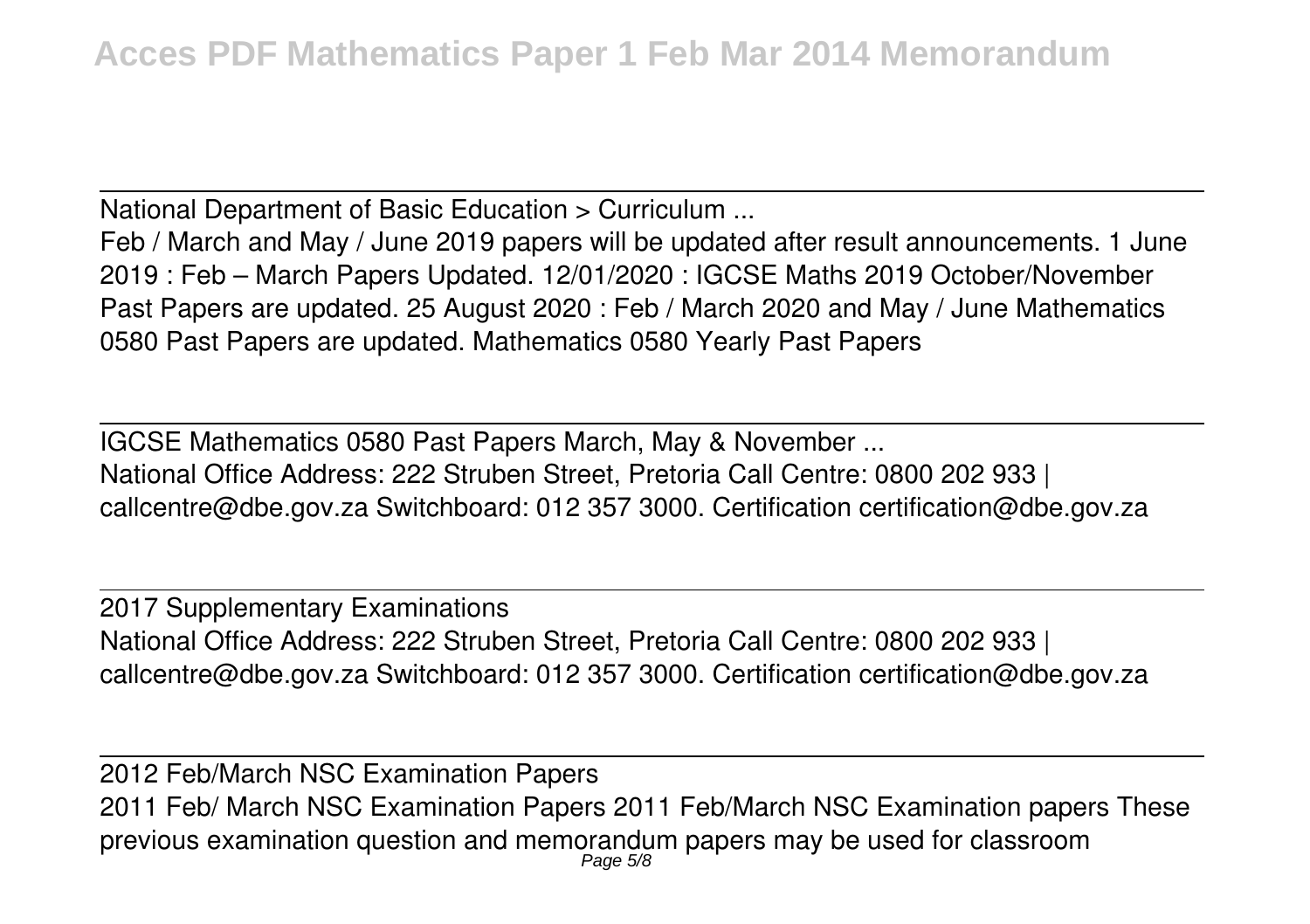National Department of Basic Education > Curriculum ...

Feb / March and May / June 2019 papers will be updated after result announcements. 1 June 2019 : Feb – March Papers Updated. 12/01/2020 : IGCSE Maths 2019 October/November Past Papers are updated. 25 August 2020 : Feb / March 2020 and May / June Mathematics 0580 Past Papers are updated. Mathematics 0580 Yearly Past Papers

IGCSE Mathematics 0580 Past Papers March, May & November ...

National Office Address: 222 Struben Street, Pretoria Call Centre: 0800 202 933 | callcentre@dbe.gov.za Switchboard: 012 357 3000. Certification certification@dbe.gov.za

2017 Supplementary Examinations

National Office Address: 222 Struben Street, Pretoria Call Centre: 0800 202 933 | callcentre@dbe.gov.za Switchboard: 012 357 3000. Certification certification@dbe.gov.za

2012 Feb/March NSC Examination Papers

2011 Feb/ March NSC Examination Papers 2011 Feb/March NSC Examination papers These previous examination question and memorandum papers may be used for classroom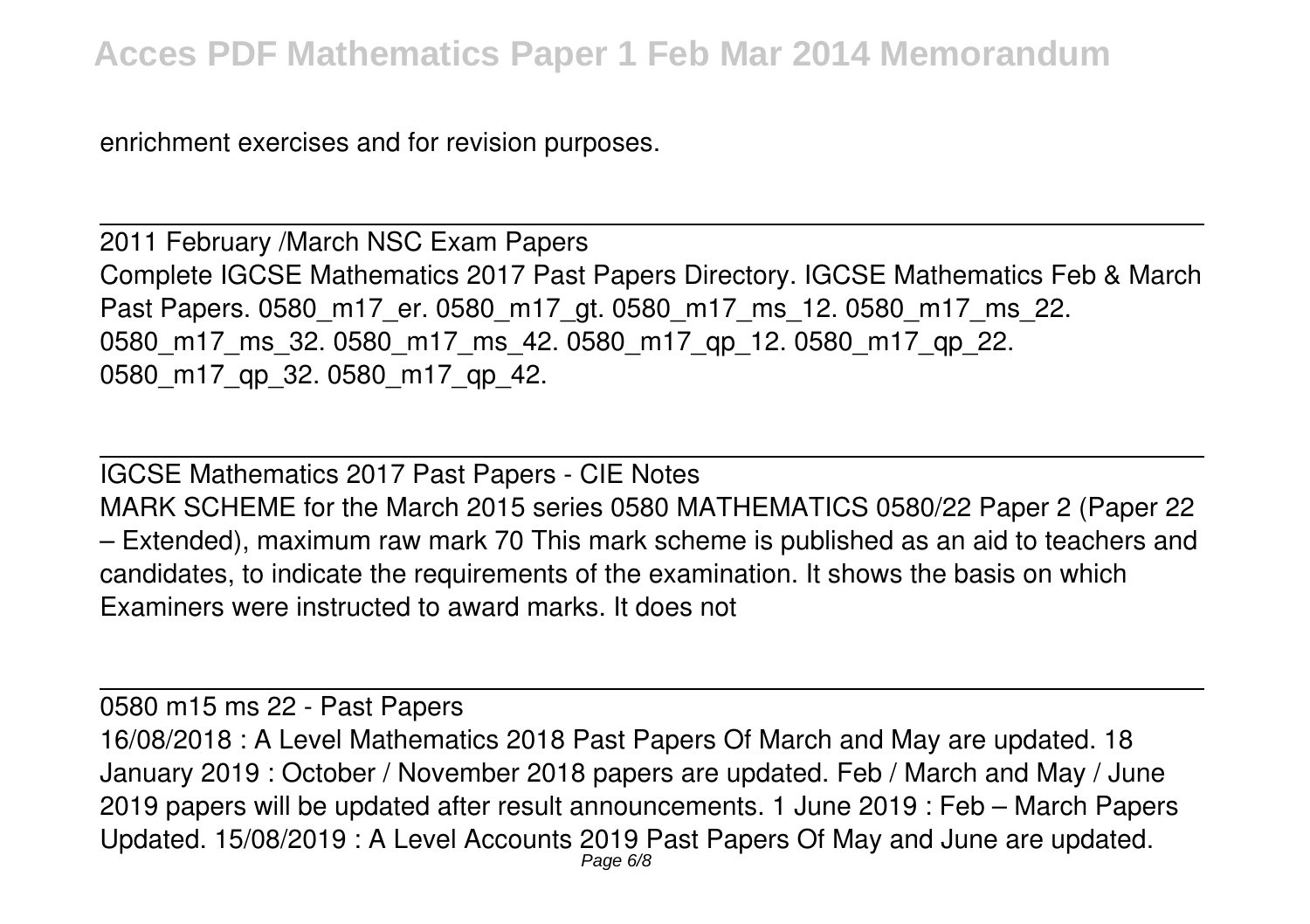enrichment exercises and for revision purposes.

## 2011 February /March NSC Exam Papers

Complete IGCSE Mathematics 2017 Past Papers Directory. IGCSE Mathematics Feb & March Past Papers. 0580_m17_er. 0580_m17_gt. 0580_m17_ms_12. 0580_m17_ms_22. 0580_m17_ms_32. 0580_m17_ms_42. 0580_m17_qp_12. 0580_m17_qp_22. 0580_m17_qp_32. 0580_m17_qp_42.

## IGCSE Mathematics 2017 Past Papers - CIE Notes

MARK SCHEME for the March 2015 series 0580 MATHEMATICS 0580/22 Paper 2 (Paper 22 – Extended), maximum raw mark 70 This mark scheme is published as an aid to teachers and candidates, to indicate the requirements of the examination. It shows the basis on which Examiners were instructed to award marks. It does not

## 0580 m15 ms 22 - Past Papers

16/08/2018 : A Level Mathematics 2018 Past Papers Of March and May are updated. 18 January 2019 : October / November 2018 papers are updated. Feb / March and May / June 2019 papers will be updated after result announcements. 1 June 2019 : Feb – March Papers Updated. 15/08/2019 : A Level Accounts 2019 Past Papers Of May and June are updated.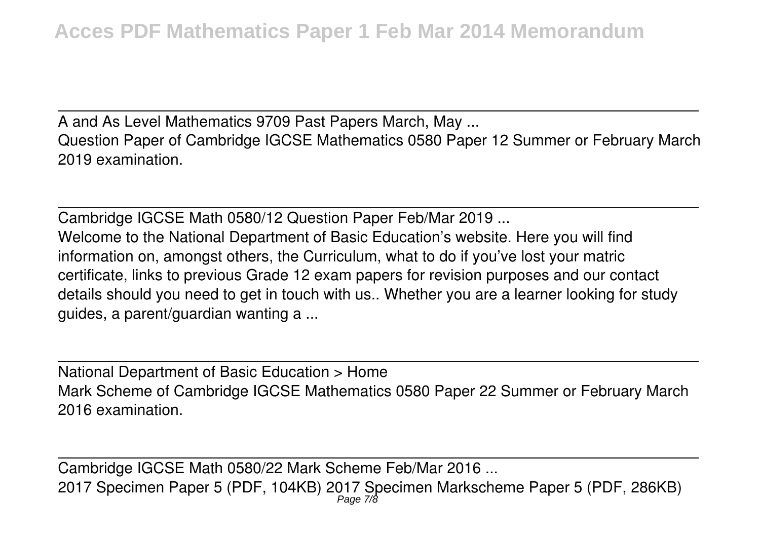A and As Level Mathematics 9709 Past Papers March, May ...

Question Paper of Cambridge IGCSE Mathematics 0580 Paper 12 Summer or February March 2019 examination.

Cambridge IGCSE Math 0580/12 Question Paper Feb/Mar 2019 ...

Welcome to the National Department of Basic Education's website. Here you will find information on, amongst others, the Curriculum, what to do if you've lost your matric certificate, links to previous Grade 12 exam papers for revision purposes and our contact details should you need to get in touch with us.. Whether you are a learner looking for study guides, a parent/guardian wanting a ...

National Department of Basic Education > Home

Mark Scheme of Cambridge IGCSE Mathematics 0580 Paper 22 Summer or February March 2016 examination.

Cambridge IGCSE Math 0580/22 Mark Scheme Feb/Mar 2016 ...

2017 Specimen Paper 5 (PDF, 104KB) 2017 Specimen Markscheme Paper 5 (PDF, 286KB)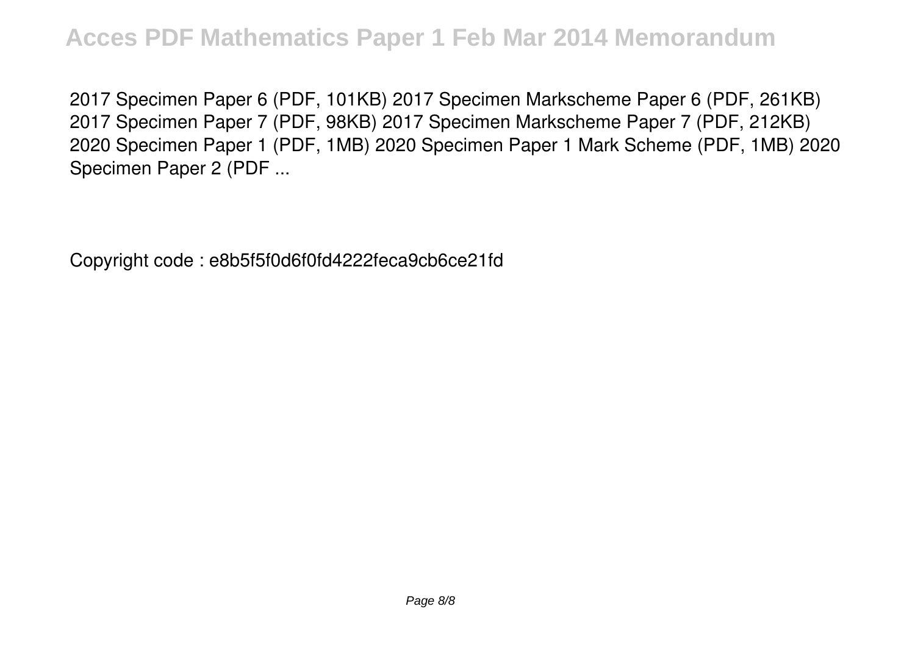2017 Specimen Paper 6 (PDF, 101KB) 2017 Specimen Markscheme Paper 6 (PDF, 261KB) 2017 Specimen Paper 7 (PDF, 98KB) 2017 Specimen Markscheme Paper 7 (PDF, 212KB) 2020 Specimen Paper 1 (PDF, 1MB) 2020 Specimen Paper 1 Mark Scheme (PDF, 1MB) 2020 Specimen Paper 2 (PDF ...

Copyright code : e8b5f5f0d6f0fd4222feca9cb6ce21fd